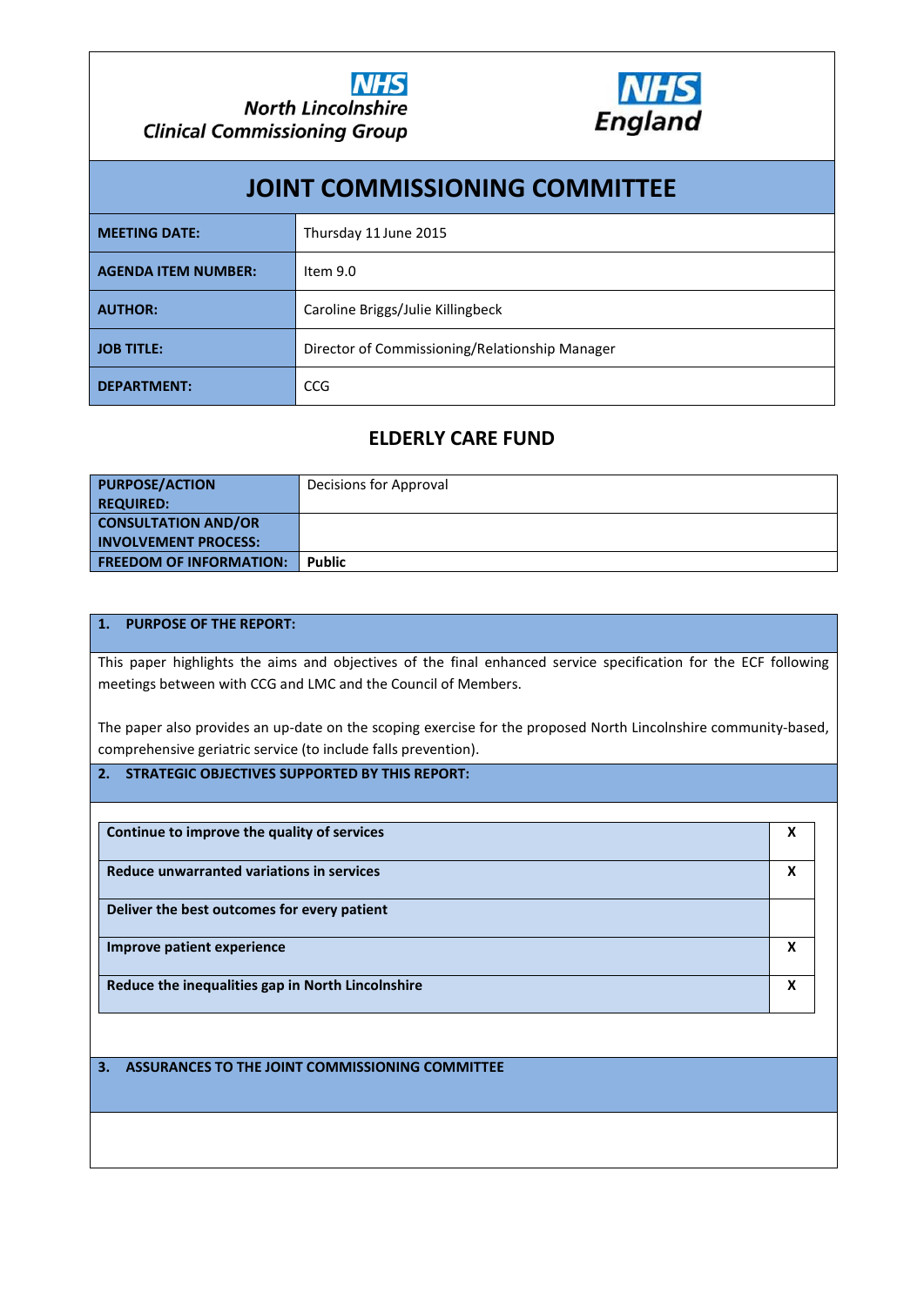NHS North Lincolnshire Clinical Commissioning Group

NHS England

# JOINT COMMISSIONING COMMITTEE

| | |
|---|---|
| **MEETING DATE:** | Thursday 11 June 2015 |
| **AGENDA ITEM NUMBER:** | Item 9.0 |
| **AUTHOR:** | Caroline Briggs/Julie Killingbeck |
| **JOB TITLE:** | Director of Commissioning/Relationship Manager |
| **DEPARTMENT:** | CCG |

## ELDERLY CARE FUND

| | |
|---|---|
| **PURPOSE/ACTION REQUIRED:** | Decisions for Approval |
| **CONSULTATION AND/OR INVOLVEMENT PROCESS:** | |
| **FREEDOM OF INFORMATION:** | **Public** |

### 1. PURPOSE OF THE REPORT:

This paper highlights the aims and objectives of the final enhanced service specification for the ECF following meetings between with CCG and LMC and the Council of Members.

The paper also provides an up-date on the scoping exercise for the proposed North Lincolnshire community-based, comprehensive geriatric service (to include falls prevention).

### 2. STRATEGIC OBJECTIVES SUPPORTED BY THIS REPORT:

| | |
|---|---|
| **Continue to improve the quality of services** | X |
| **Reduce unwarranted variations in services** | X |
| **Deliver the best outcomes for every patient** | |
| **Improve patient experience** | X |
| **Reduce the inequalities gap in North Lincolnshire** | X |

### 3. ASSURANCES TO THE JOINT COMMISSIONING COMMITTEE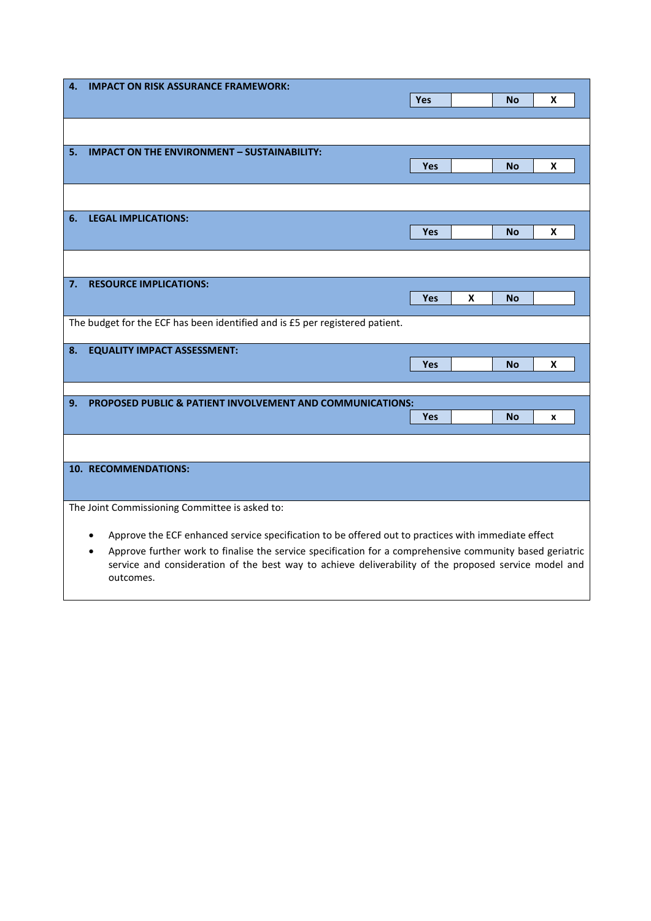**4. IMPACT ON RISK ASSURANCE FRAMEWORK:**

| Yes | | No | X |
|---|---|---|---|

**5. IMPACT ON THE ENVIRONMENT – SUSTAINABILITY:**

| Yes | | No | X |
|---|---|---|---|

**6. LEGAL IMPLICATIONS:**

| Yes | | No | X |
|---|---|---|---|

**7. RESOURCE IMPLICATIONS:**

| Yes | X | No | |
|---|---|---|---|

The budget for the ECF has been identified and is £5 per registered patient.

**8. EQUALITY IMPACT ASSESSMENT:**

| Yes | | No | X |
|---|---|---|---|

**9. PROPOSED PUBLIC & PATIENT INVOLVEMENT AND COMMUNICATIONS:**

| Yes | | No | x |
|---|---|---|---|

**10. RECOMMENDATIONS:**

The Joint Commissioning Committee is asked to:

- Approve the ECF enhanced service specification to be offered out to practices with immediate effect
- Approve further work to finalise the service specification for a comprehensive community based geriatric service and consideration of the best way to achieve deliverability of the proposed service model and outcomes.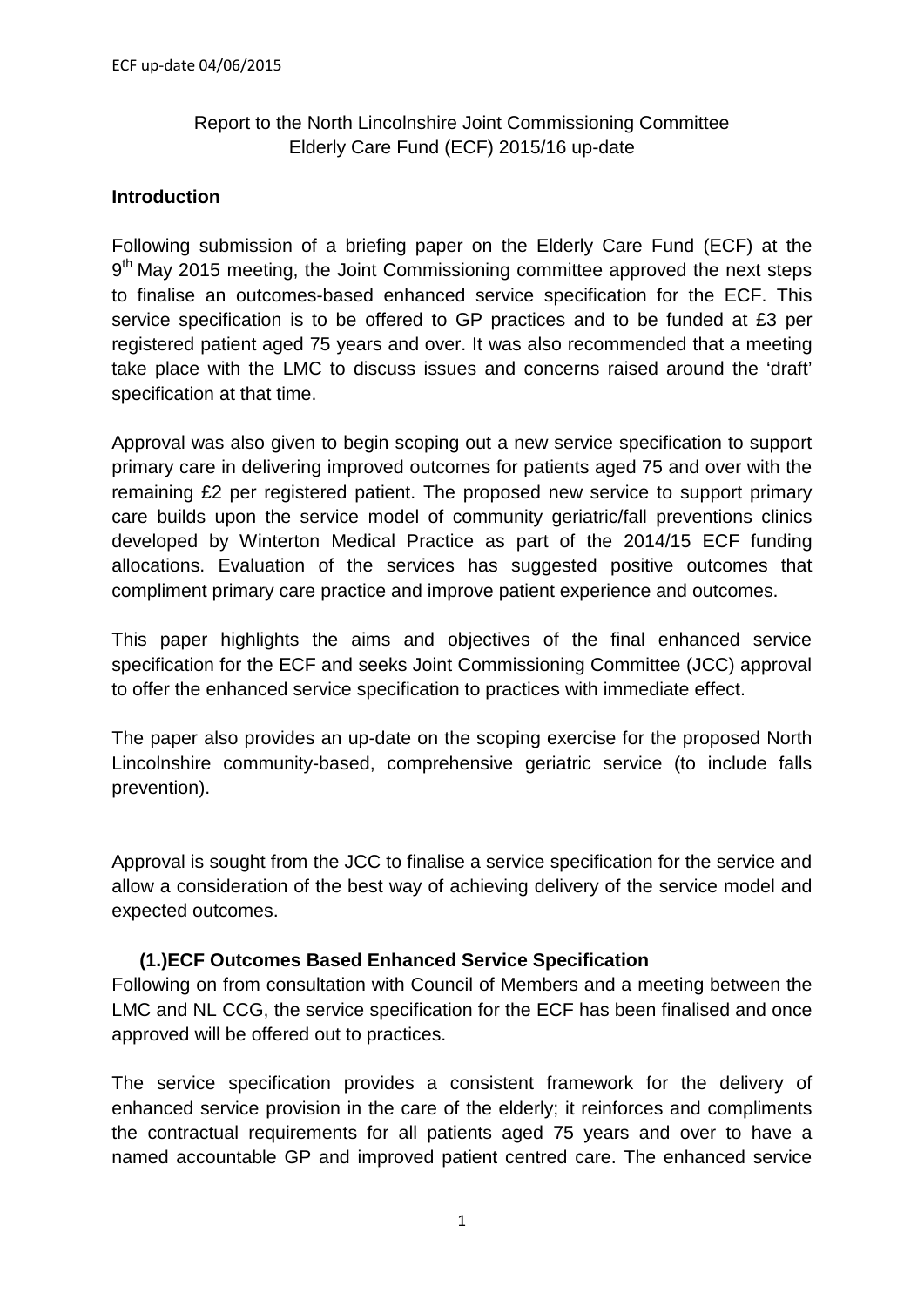Report to the North Lincolnshire Joint Commissioning Committee
Elderly Care Fund (ECF) 2015/16 up-date

**Introduction**

Following submission of a briefing paper on the Elderly Care Fund (ECF) at the 9th May 2015 meeting, the Joint Commissioning committee approved the next steps to finalise an outcomes-based enhanced service specification for the ECF. This service specification is to be offered to GP practices and to be funded at £3 per registered patient aged 75 years and over. It was also recommended that a meeting take place with the LMC to discuss issues and concerns raised around the 'draft' specification at that time.

Approval was also given to begin scoping out a new service specification to support primary care in delivering improved outcomes for patients aged 75 and over with the remaining £2 per registered patient. The proposed new service to support primary care builds upon the service model of community geriatric/fall preventions clinics developed by Winterton Medical Practice as part of the 2014/15 ECF funding allocations. Evaluation of the services has suggested positive outcomes that compliment primary care practice and improve patient experience and outcomes.

This paper highlights the aims and objectives of the final enhanced service specification for the ECF and seeks Joint Commissioning Committee (JCC) approval to offer the enhanced service specification to practices with immediate effect.

The paper also provides an up-date on the scoping exercise for the proposed North Lincolnshire community-based, comprehensive geriatric service (to include falls prevention).

Approval is sought from the JCC to finalise a service specification for the service and allow a consideration of the best way of achieving delivery of the service model and expected outcomes.

**(1.)ECF Outcomes Based Enhanced Service Specification**

Following on from consultation with Council of Members and a meeting between the LMC and NL CCG, the service specification for the ECF has been finalised and once approved will be offered out to practices.

The service specification provides a consistent framework for the delivery of enhanced service provision in the care of the elderly; it reinforces and compliments the contractual requirements for all patients aged 75 years and over to have a named accountable GP and improved patient centred care. The enhanced service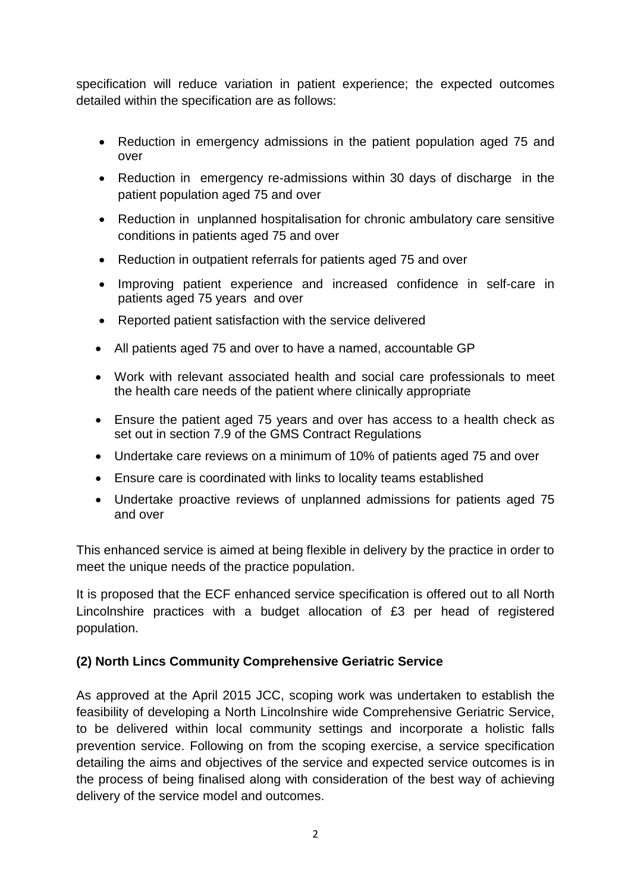specification will reduce variation in patient experience; the expected outcomes detailed within the specification are as follows:

- Reduction in emergency admissions in the patient population aged 75 and over
- Reduction in emergency re-admissions within 30 days of discharge in the patient population aged 75 and over
- Reduction in unplanned hospitalisation for chronic ambulatory care sensitive conditions in patients aged 75 and over
- Reduction in outpatient referrals for patients aged 75 and over
- Improving patient experience and increased confidence in self-care in patients aged 75 years and over
- Reported patient satisfaction with the service delivered
- All patients aged 75 and over to have a named, accountable GP
- Work with relevant associated health and social care professionals to meet the health care needs of the patient where clinically appropriate
- Ensure the patient aged 75 years and over has access to a health check as set out in section 7.9 of the GMS Contract Regulations
- Undertake care reviews on a minimum of 10% of patients aged 75 and over
- Ensure care is coordinated with links to locality teams established
- Undertake proactive reviews of unplanned admissions for patients aged 75 and over

This enhanced service is aimed at being flexible in delivery by the practice in order to meet the unique needs of the practice population.

It is proposed that the ECF enhanced service specification is offered out to all North Lincolnshire practices with a budget allocation of £3 per head of registered population.

**(2) North Lincs Community Comprehensive Geriatric Service**

As approved at the April 2015 JCC, scoping work was undertaken to establish the feasibility of developing a North Lincolnshire wide Comprehensive Geriatric Service, to be delivered within local community settings and incorporate a holistic falls prevention service. Following on from the scoping exercise, a service specification detailing the aims and objectives of the service and expected service outcomes is in the process of being finalised along with consideration of the best way of achieving delivery of the service model and outcomes.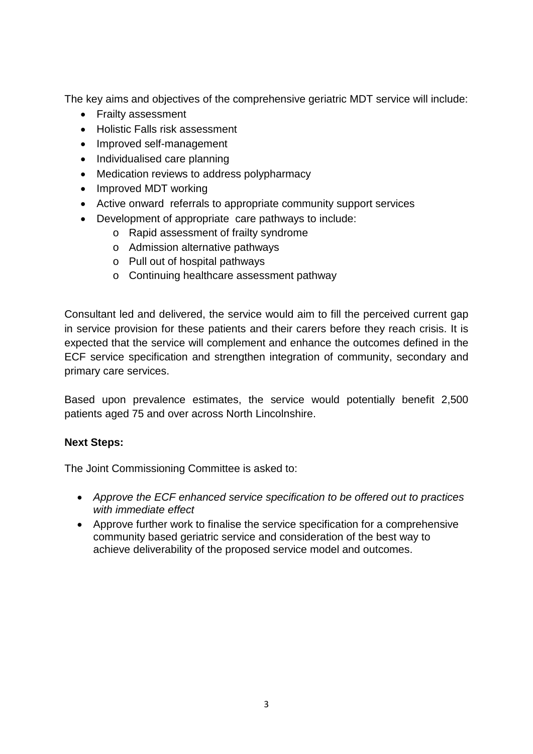The key aims and objectives of the comprehensive geriatric MDT service will include:

- Frailty assessment
- Holistic Falls risk assessment
- Improved self-management
- Individualised care planning
- Medication reviews to address polypharmacy
- Improved MDT working
- Active onward referrals to appropriate community support services
- Development of appropriate care pathways to include:
  - Rapid assessment of frailty syndrome
  - Admission alternative pathways
  - Pull out of hospital pathways
  - Continuing healthcare assessment pathway

Consultant led and delivered, the service would aim to fill the perceived current gap in service provision for these patients and their carers before they reach crisis. It is expected that the service will complement and enhance the outcomes defined in the ECF service specification and strengthen integration of community, secondary and primary care services.

Based upon prevalence estimates, the service would potentially benefit 2,500 patients aged 75 and over across North Lincolnshire.

**Next Steps:**

The Joint Commissioning Committee is asked to:

- *Approve the ECF enhanced service specification to be offered out to practices with immediate effect*
- Approve further work to finalise the service specification for a comprehensive community based geriatric service and consideration of the best way to achieve deliverability of the proposed service model and outcomes.